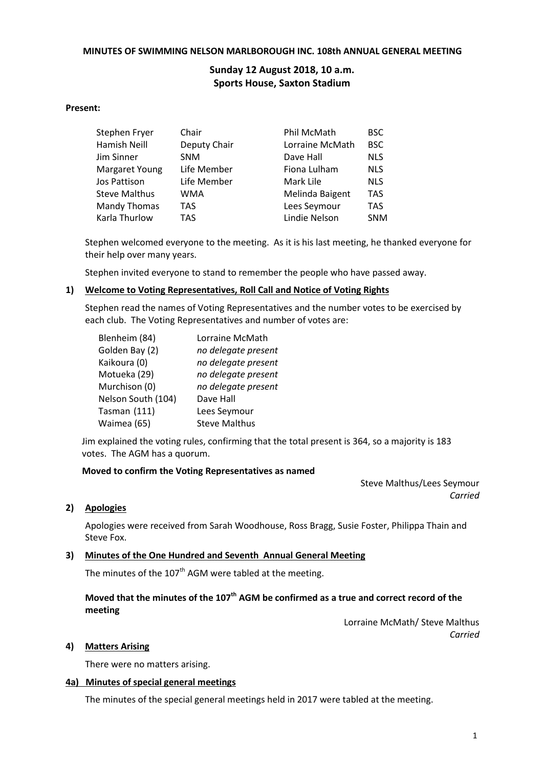**MINUTES OF SWIMMING NELSON MARLBOROUGH INC. 108th ANNUAL GENERAL MEETING**

**Sunday 12 August 2018, 10 a.m.**
**Sports House, Saxton Stadium**

**Present:**

| | | | |
|---|---|---|---|
| Stephen Fryer | Chair | Phil McMath | BSC |
| Hamish Neill | Deputy Chair | Lorraine McMath | BSC |
| Jim Sinner | SNM | Dave Hall | NLS |
| Margaret Young | Life Member | Fiona Lulham | NLS |
| Jos Pattison | Life Member | Mark Lile | NLS |
| Steve Malthus | WMA | Melinda Baigent | TAS |
| Mandy Thomas | TAS | Lees Seymour | TAS |
| Karla Thurlow | TAS | Lindie Nelson | SNM |

Stephen welcomed everyone to the meeting. As it is his last meeting, he thanked everyone for their help over many years.

Stephen invited everyone to stand to remember the people who have passed away.

## 1) Welcome to Voting Representatives, Roll Call and Notice of Voting Rights

Stephen read the names of Voting Representatives and the number votes to be exercised by each club. The Voting Representatives and number of votes are:

| | |
|---|---|
| Blenheim (84) | Lorraine McMath |
| Golden Bay (2) | *no delegate present* |
| Kaikoura (0) | *no delegate present* |
| Motueka (29) | *no delegate present* |
| Murchison (0) | *no delegate present* |
| Nelson South (104) | Dave Hall |
| Tasman (111) | Lees Seymour |
| Waimea (65) | Steve Malthus |

Jim explained the voting rules, confirming that the total present is 364, so a majority is 183 votes. The AGM has a quorum.

**Moved to confirm the Voting Representatives as named**

Steve Malthus/Lees Seymour
*Carried*

## 2) Apologies

Apologies were received from Sarah Woodhouse, Ross Bragg, Susie Foster, Philippa Thain and Steve Fox.

## 3) Minutes of the One Hundred and Seventh Annual General Meeting

The minutes of the 107th AGM were tabled at the meeting.

**Moved that the minutes of the 107th AGM be confirmed as a true and correct record of the meeting**

Lorraine McMath/ Steve Malthus
*Carried*

## 4) Matters Arising

There were no matters arising.

## 4a) Minutes of special general meetings

The minutes of the special general meetings held in 2017 were tabled at the meeting.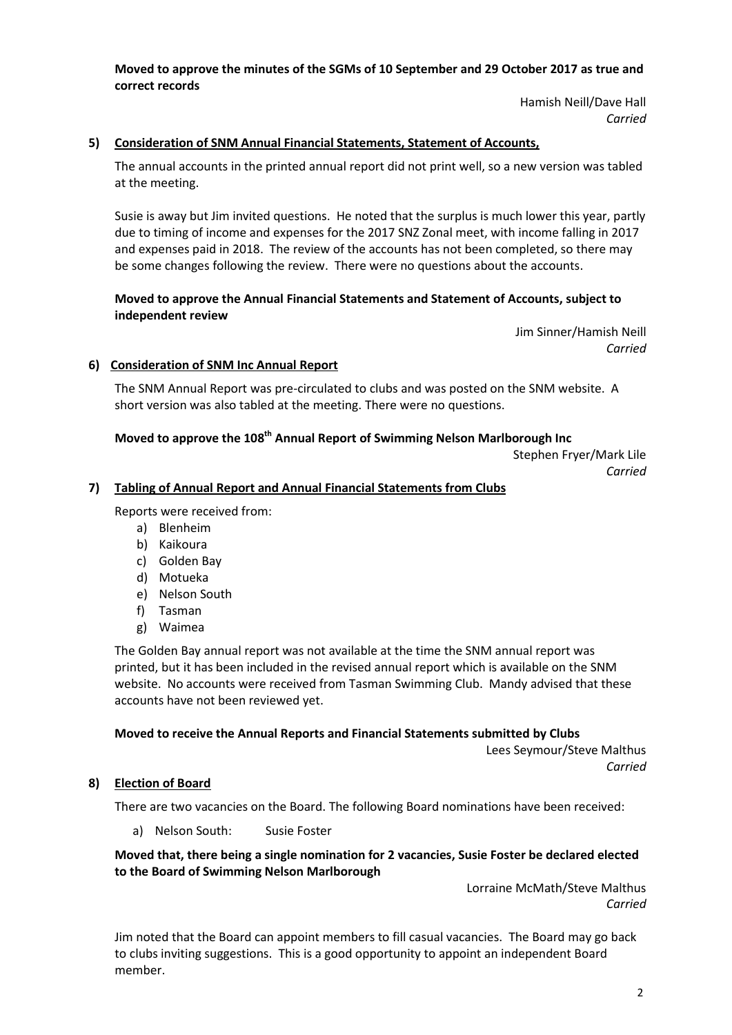**Moved to approve the minutes of the SGMs of 10 September and 29 October 2017 as true and correct records**

Hamish Neill/Dave Hall
*Carried*

## 5) Consideration of SNM Annual Financial Statements, Statement of Accounts,

The annual accounts in the printed annual report did not print well, so a new version was tabled at the meeting.

Susie is away but Jim invited questions. He noted that the surplus is much lower this year, partly due to timing of income and expenses for the 2017 SNZ Zonal meet, with income falling in 2017 and expenses paid in 2018. The review of the accounts has not been completed, so there may be some changes following the review. There were no questions about the accounts.

**Moved to approve the Annual Financial Statements and Statement of Accounts, subject to independent review**

Jim Sinner/Hamish Neill
*Carried*

## 6) Consideration of SNM Inc Annual Report

The SNM Annual Report was pre-circulated to clubs and was posted on the SNM website. A short version was also tabled at the meeting. There were no questions.

**Moved to approve the 108th Annual Report of Swimming Nelson Marlborough Inc**

Stephen Fryer/Mark Lile
*Carried*

## 7) Tabling of Annual Report and Annual Financial Statements from Clubs

Reports were received from:

a) Blenheim
b) Kaikoura
c) Golden Bay
d) Motueka
e) Nelson South
f) Tasman
g) Waimea

The Golden Bay annual report was not available at the time the SNM annual report was printed, but it has been included in the revised annual report which is available on the SNM website. No accounts were received from Tasman Swimming Club. Mandy advised that these accounts have not been reviewed yet.

**Moved to receive the Annual Reports and Financial Statements submitted by Clubs**

Lees Seymour/Steve Malthus
*Carried*

## 8) Election of Board

There are two vacancies on the Board. The following Board nominations have been received:

a) Nelson South: Susie Foster

**Moved that, there being a single nomination for 2 vacancies, Susie Foster be declared elected to the Board of Swimming Nelson Marlborough**

Lorraine McMath/Steve Malthus
*Carried*

Jim noted that the Board can appoint members to fill casual vacancies. The Board may go back to clubs inviting suggestions. This is a good opportunity to appoint an independent Board member.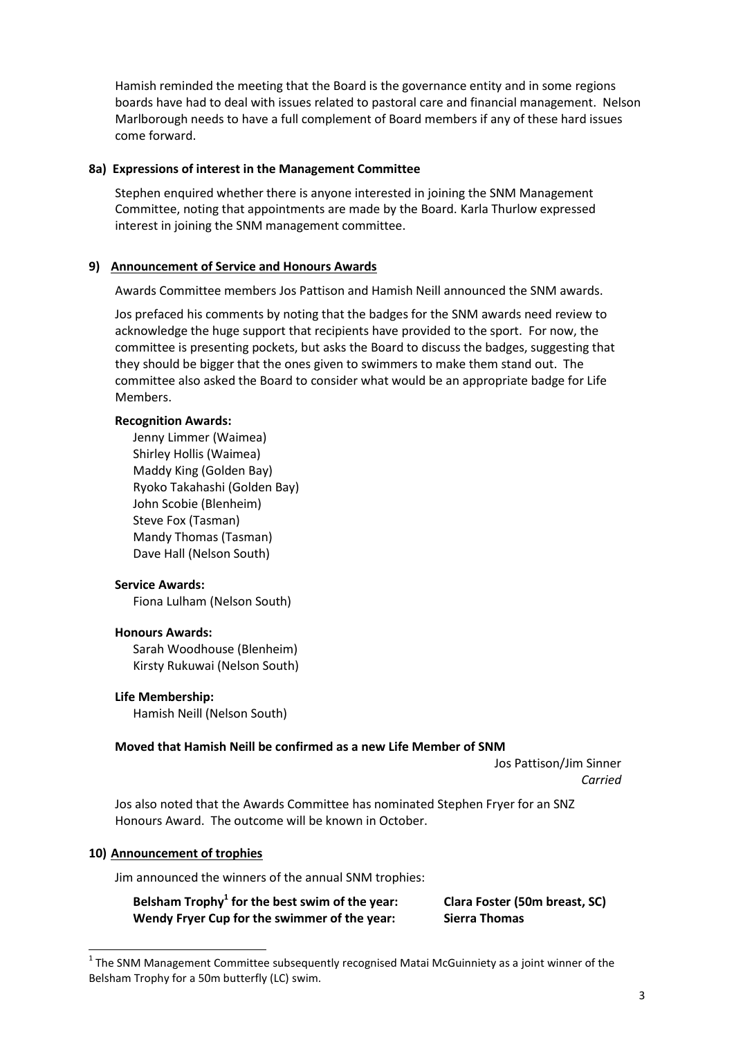Hamish reminded the meeting that the Board is the governance entity and in some regions boards have had to deal with issues related to pastoral care and financial management. Nelson Marlborough needs to have a full complement of Board members if any of these hard issues come forward.

### 8a) Expressions of interest in the Management Committee

Stephen enquired whether there is anyone interested in joining the SNM Management Committee, noting that appointments are made by the Board. Karla Thurlow expressed interest in joining the SNM management committee.

### 9) Announcement of Service and Honours Awards

Awards Committee members Jos Pattison and Hamish Neill announced the SNM awards.

Jos prefaced his comments by noting that the badges for the SNM awards need review to acknowledge the huge support that recipients have provided to the sport. For now, the committee is presenting pockets, but asks the Board to discuss the badges, suggesting that they should be bigger that the ones given to swimmers to make them stand out. The committee also asked the Board to consider what would be an appropriate badge for Life Members.

**Recognition Awards:**

Jenny Limmer (Waimea)
Shirley Hollis (Waimea)
Maddy King (Golden Bay)
Ryoko Takahashi (Golden Bay)
John Scobie (Blenheim)
Steve Fox (Tasman)
Mandy Thomas (Tasman)
Dave Hall (Nelson South)

**Service Awards:**

Fiona Lulham (Nelson South)

**Honours Awards:**

Sarah Woodhouse (Blenheim)
Kirsty Rukuwai (Nelson South)

**Life Membership:**

Hamish Neill (Nelson South)

**Moved that Hamish Neill be confirmed as a new Life Member of SNM**

Jos Pattison/Jim Sinner
*Carried*

Jos also noted that the Awards Committee has nominated Stephen Fryer for an SNZ Honours Award. The outcome will be known in October.

### 10) Announcement of trophies

Jim announced the winners of the annual SNM trophies:

| | |
|---|---|
| **Belsham Trophy[1] for the best swim of the year:** | **Clara Foster (50m breast, SC)** |
| **Wendy Fryer Cup for the swimmer of the year:** | **Sierra Thomas** |

[1] The SNM Management Committee subsequently recognised Matai McGuinniety as a joint winner of the Belsham Trophy for a 50m butterfly (LC) swim.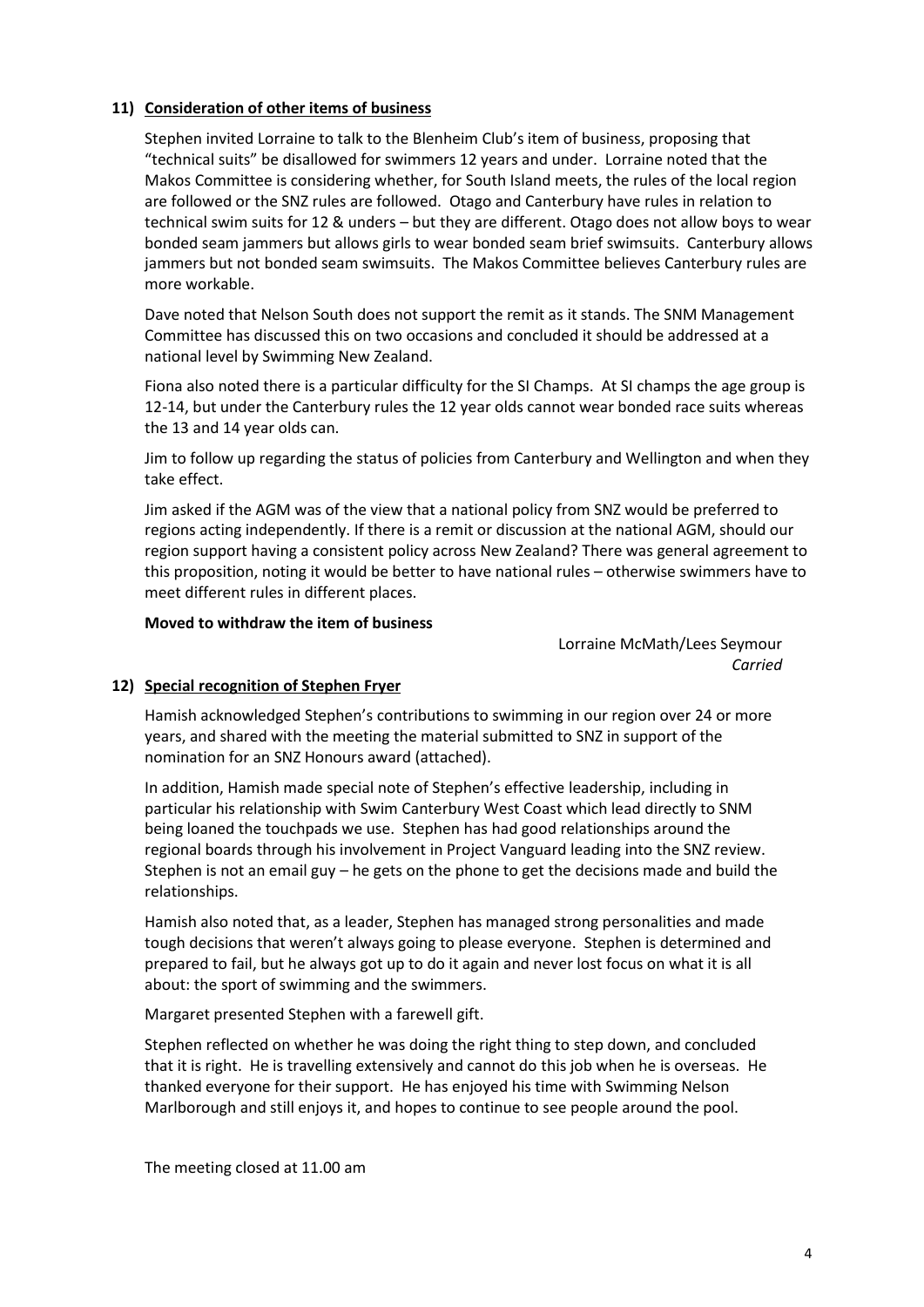## 11) Consideration of other items of business

Stephen invited Lorraine to talk to the Blenheim Club's item of business, proposing that "technical suits" be disallowed for swimmers 12 years and under. Lorraine noted that the Makos Committee is considering whether, for South Island meets, the rules of the local region are followed or the SNZ rules are followed. Otago and Canterbury have rules in relation to technical swim suits for 12 & unders – but they are different. Otago does not allow boys to wear bonded seam jammers but allows girls to wear bonded seam brief swimsuits. Canterbury allows jammers but not bonded seam swimsuits. The Makos Committee believes Canterbury rules are more workable.

Dave noted that Nelson South does not support the remit as it stands. The SNM Management Committee has discussed this on two occasions and concluded it should be addressed at a national level by Swimming New Zealand.

Fiona also noted there is a particular difficulty for the SI Champs. At SI champs the age group is 12-14, but under the Canterbury rules the 12 year olds cannot wear bonded race suits whereas the 13 and 14 year olds can.

Jim to follow up regarding the status of policies from Canterbury and Wellington and when they take effect.

Jim asked if the AGM was of the view that a national policy from SNZ would be preferred to regions acting independently. If there is a remit or discussion at the national AGM, should our region support having a consistent policy across New Zealand? There was general agreement to this proposition, noting it would be better to have national rules – otherwise swimmers have to meet different rules in different places.

**Moved to withdraw the item of business**

Lorraine McMath/Lees Seymour
*Carried*

## 12) Special recognition of Stephen Fryer

Hamish acknowledged Stephen's contributions to swimming in our region over 24 or more years, and shared with the meeting the material submitted to SNZ in support of the nomination for an SNZ Honours award (attached).

In addition, Hamish made special note of Stephen's effective leadership, including in particular his relationship with Swim Canterbury West Coast which lead directly to SNM being loaned the touchpads we use. Stephen has had good relationships around the regional boards through his involvement in Project Vanguard leading into the SNZ review. Stephen is not an email guy – he gets on the phone to get the decisions made and build the relationships.

Hamish also noted that, as a leader, Stephen has managed strong personalities and made tough decisions that weren't always going to please everyone. Stephen is determined and prepared to fail, but he always got up to do it again and never lost focus on what it is all about: the sport of swimming and the swimmers.

Margaret presented Stephen with a farewell gift.

Stephen reflected on whether he was doing the right thing to step down, and concluded that it is right. He is travelling extensively and cannot do this job when he is overseas. He thanked everyone for their support. He has enjoyed his time with Swimming Nelson Marlborough and still enjoys it, and hopes to continue to see people around the pool.

The meeting closed at 11.00 am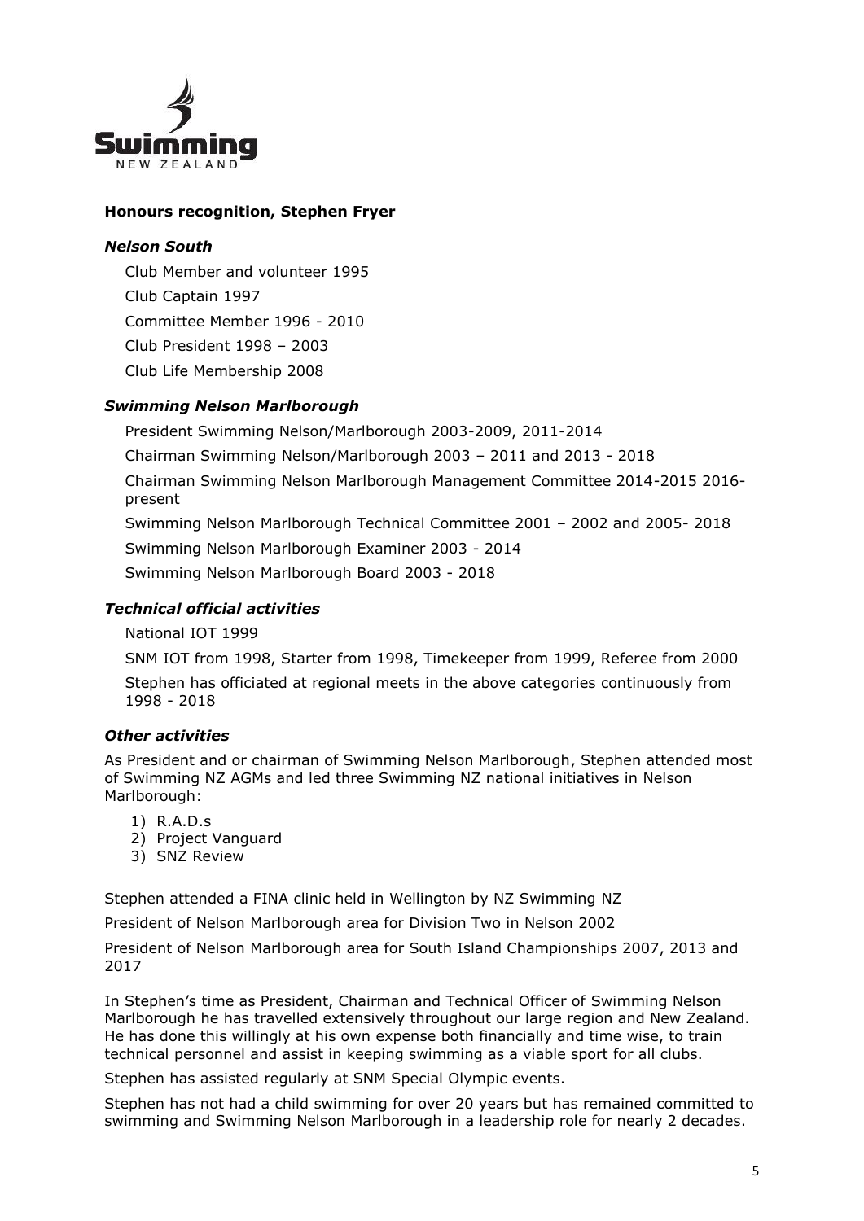**Honours recognition, Stephen Fryer**

***Nelson South***

Club Member and volunteer 1995

Club Captain 1997

Committee Member 1996 - 2010

Club President 1998 – 2003

Club Life Membership 2008

***Swimming Nelson Marlborough***

President Swimming Nelson/Marlborough 2003-2009, 2011-2014

Chairman Swimming Nelson/Marlborough 2003 – 2011 and 2013 - 2018

Chairman Swimming Nelson Marlborough Management Committee 2014-2015 2016-present

Swimming Nelson Marlborough Technical Committee 2001 – 2002 and 2005- 2018

Swimming Nelson Marlborough Examiner 2003 - 2014

Swimming Nelson Marlborough Board 2003 - 2018

***Technical official activities***

National IOT 1999

SNM IOT from 1998, Starter from 1998, Timekeeper from 1999, Referee from 2000

Stephen has officiated at regional meets in the above categories continuously from 1998 - 2018

***Other activities***

As President and or chairman of Swimming Nelson Marlborough, Stephen attended most of Swimming NZ AGMs and led three Swimming NZ national initiatives in Nelson Marlborough:

1) R.A.D.s
2) Project Vanguard
3) SNZ Review

Stephen attended a FINA clinic held in Wellington by NZ Swimming NZ

President of Nelson Marlborough area for Division Two in Nelson 2002

President of Nelson Marlborough area for South Island Championships 2007, 2013 and 2017

In Stephen's time as President, Chairman and Technical Officer of Swimming Nelson Marlborough he has travelled extensively throughout our large region and New Zealand. He has done this willingly at his own expense both financially and time wise, to train technical personnel and assist in keeping swimming as a viable sport for all clubs.

Stephen has assisted regularly at SNM Special Olympic events.

Stephen has not had a child swimming for over 20 years but has remained committed to swimming and Swimming Nelson Marlborough in a leadership role for nearly 2 decades.